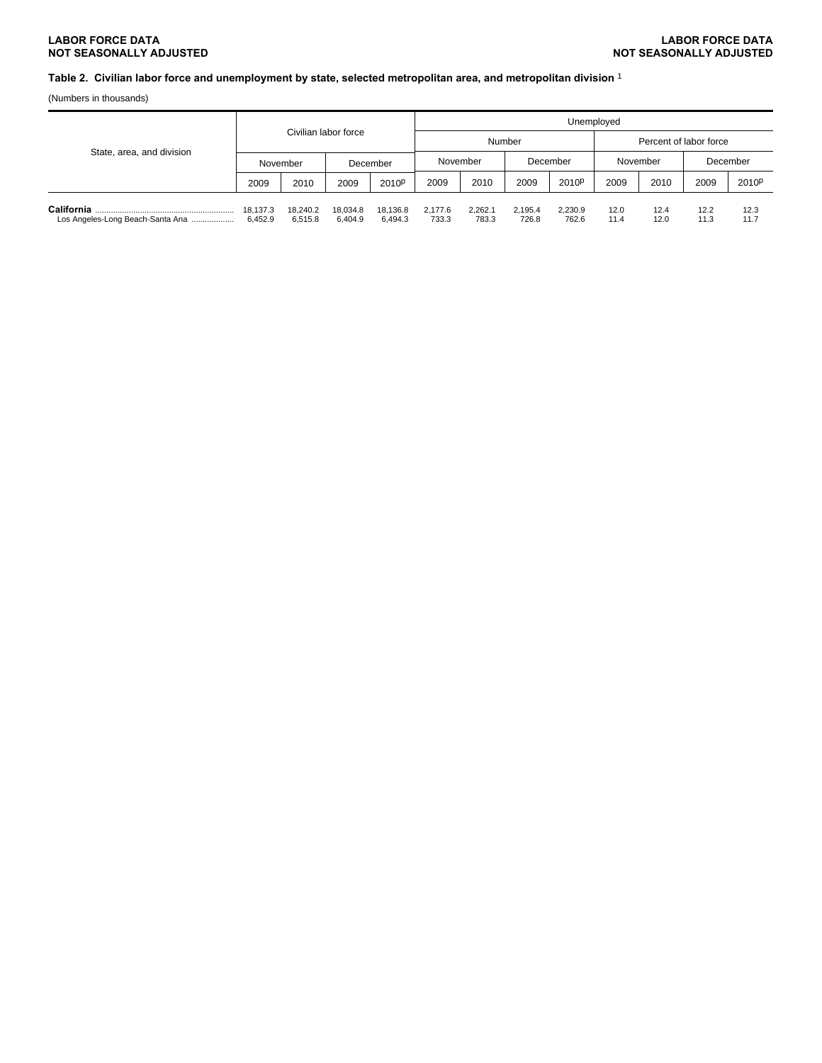## Table 2. Civilian labor force and unemployment by state, selected metropolitan area, and metropolitan division [1]

(Numbers in thousands)

| State, area, and division | Civilian labor force | | | | Unemployed | | | | | | | |
|---|---|---|---|---|---|---|---|---|---|---|---|---|
| | | | | | Number | | | | Percent of labor force | | | |
| | November | | December | | November | | December | | November | | December | |
| | 2009 | 2010 | 2009 | 2010p | 2009 | 2010 | 2009 | 2010p | 2009 | 2010 | 2009 | 2010p |
| **California** | 18,137.3 | 18,240.2 | 18,034.8 | 18,136.8 | 2,177.6 | 2,262.1 | 2,195.4 | 2,230.9 | 12.0 | 12.4 | 12.2 | 12.3 |
| Los Angeles-Long Beach-Santa Ana | 6,452.9 | 6,515.8 | 6,404.9 | 6,494.3 | 733.3 | 783.3 | 726.8 | 762.6 | 11.4 | 12.0 | 11.3 | 11.7 |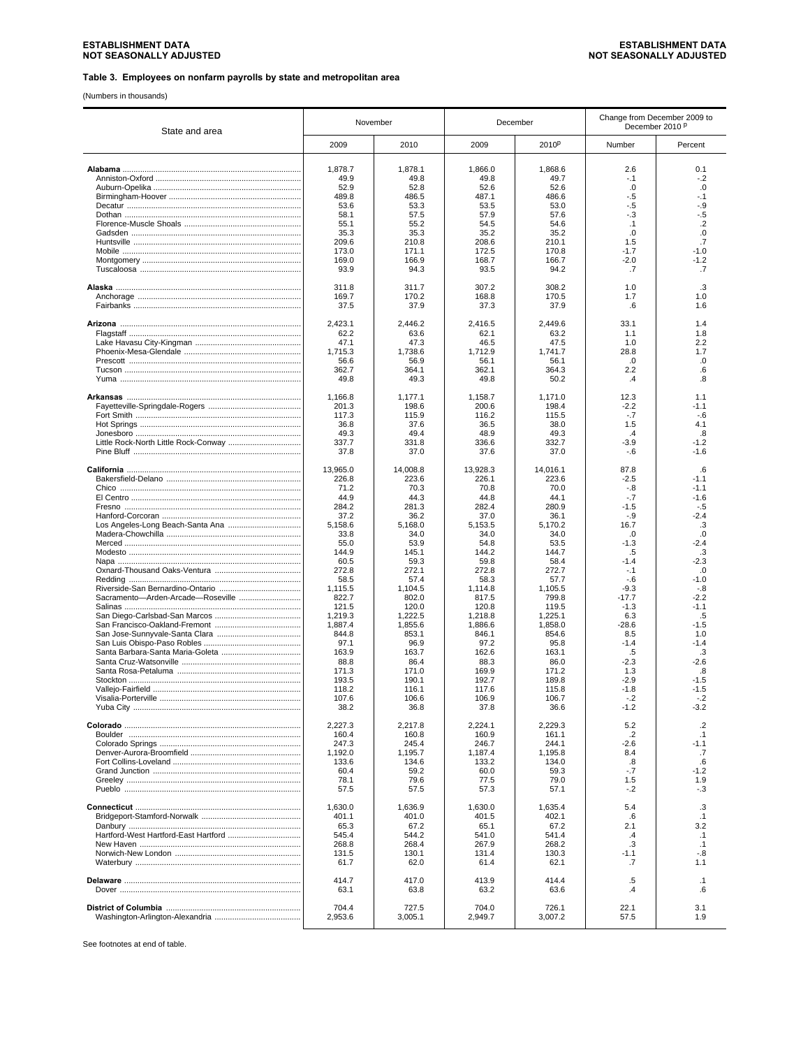**ESTABLISHMENT DATA**
**NOT SEASONALLY ADJUSTED**

### Table 3. Employees on nonfarm payrolls by state and metropolitan area

(Numbers in thousands)

| State and area | November | | December | | Change from December 2009 to December 2010 p | |
|---|---|---|---|---|---|---|
| | 2009 | 2010 | 2009 | 2010p | Number | Percent |
| **Alabama** | 1,878.7 | 1,878.1 | 1,866.0 | 1,868.6 | 2.6 | 0.1 |
| Anniston-Oxford | 49.9 | 49.8 | 49.8 | 49.7 | -.1 | -.2 |
| Auburn-Opelika | 52.9 | 52.8 | 52.6 | 52.6 | .0 | .0 |
| Birmingham-Hoover | 489.8 | 486.5 | 487.1 | 486.6 | -.5 | -.1 |
| Decatur | 53.6 | 53.3 | 53.5 | 53.0 | -.5 | -.9 |
| Dothan | 58.1 | 57.5 | 57.9 | 57.6 | -.3 | -.5 |
| Florence-Muscle Shoals | 55.1 | 55.2 | 54.5 | 54.6 | .1 | .2 |
| Gadsden | 35.3 | 35.3 | 35.2 | 35.2 | .0 | .0 |
| Huntsville | 209.6 | 210.8 | 208.6 | 210.1 | 1.5 | .7 |
| Mobile | 173.0 | 171.1 | 172.5 | 170.8 | -1.7 | -1.0 |
| Montgomery | 169.0 | 166.9 | 168.7 | 166.7 | -2.0 | -1.2 |
| Tuscaloosa | 93.9 | 94.3 | 93.5 | 94.2 | .7 | .7 |
| **Alaska** | 311.8 | 311.7 | 307.2 | 308.2 | 1.0 | .3 |
| Anchorage | 169.7 | 170.2 | 168.8 | 170.5 | 1.7 | 1.0 |
| Fairbanks | 37.5 | 37.9 | 37.3 | 37.9 | .6 | 1.6 |
| **Arizona** | 2,423.1 | 2,446.2 | 2,416.5 | 2,449.6 | 33.1 | 1.4 |
| Flagstaff | 62.2 | 63.6 | 62.1 | 63.2 | 1.1 | 1.8 |
| Lake Havasu City-Kingman | 47.1 | 47.3 | 46.5 | 47.5 | 1.0 | 2.2 |
| Phoenix-Mesa-Glendale | 1,715.3 | 1,738.6 | 1,712.9 | 1,741.7 | 28.8 | 1.7 |
| Prescott | 56.6 | 56.9 | 56.1 | 56.1 | .0 | .0 |
| Tucson | 362.7 | 364.1 | 362.1 | 364.3 | 2.2 | .6 |
| Yuma | 49.8 | 49.3 | 49.8 | 50.2 | .4 | .8 |
| **Arkansas** | 1,166.8 | 1,177.1 | 1,158.7 | 1,171.0 | 12.3 | 1.1 |
| Fayetteville-Springdale-Rogers | 201.3 | 198.6 | 200.6 | 198.4 | -2.2 | -1.1 |
| Fort Smith | 117.3 | 115.9 | 116.2 | 115.5 | -.7 | -.6 |
| Hot Springs | 36.8 | 37.6 | 36.5 | 38.0 | 1.5 | 4.1 |
| Jonesboro | 49.3 | 49.4 | 48.9 | 49.3 | .4 | .8 |
| Little Rock-North Little Rock-Conway | 337.7 | 331.8 | 336.6 | 332.7 | -3.9 | -1.2 |
| Pine Bluff | 37.8 | 37.0 | 37.6 | 37.0 | -.6 | -1.6 |
| **California** | 13,965.0 | 14,008.8 | 13,928.3 | 14,016.1 | 87.8 | .6 |
| Bakersfield-Delano | 226.8 | 223.6 | 226.1 | 223.6 | -2.5 | -1.1 |
| Chico | 71.2 | 70.3 | 70.8 | 70.0 | -.8 | -1.1 |
| El Centro | 44.9 | 44.3 | 44.8 | 44.1 | -.7 | -1.6 |
| Fresno | 284.2 | 281.3 | 282.4 | 280.9 | -1.5 | -.5 |
| Hanford-Corcoran | 37.2 | 36.2 | 37.0 | 36.1 | -.9 | -2.4 |
| Los Angeles-Long Beach-Santa Ana | 5,158.6 | 5,168.0 | 5,153.5 | 5,170.2 | 16.7 | .3 |
| Madera-Chowchilla | 33.8 | 34.0 | 34.0 | 34.0 | .0 | .0 |
| Merced | 55.0 | 53.9 | 54.8 | 53.5 | -1.3 | -2.4 |
| Modesto | 144.9 | 145.1 | 144.2 | 144.7 | .5 | .3 |
| Napa | 60.5 | 59.3 | 59.8 | 58.4 | -1.4 | -2.3 |
| Oxnard-Thousand Oaks-Ventura | 272.8 | 272.1 | 272.8 | 272.7 | -.1 | .0 |
| Redding | 58.5 | 57.4 | 58.3 | 57.7 | -.6 | -1.0 |
| Riverside-San Bernardino-Ontario | 1,115.5 | 1,104.5 | 1,114.8 | 1,105.5 | -9.3 | -.8 |
| Sacramento—Arden-Arcade—Roseville | 822.7 | 802.0 | 817.5 | 799.8 | -17.7 | -2.2 |
| Salinas | 121.5 | 120.0 | 120.8 | 119.5 | -1.3 | -1.1 |
| San Diego-Carlsbad-San Marcos | 1,219.3 | 1,222.5 | 1,218.8 | 1,225.1 | 6.3 | .5 |
| San Francisco-Oakland-Fremont | 1,887.4 | 1,855.6 | 1,886.6 | 1,858.0 | -28.6 | -1.5 |
| San Jose-Sunnyvale-Santa Clara | 844.8 | 853.1 | 846.1 | 854.6 | 8.5 | 1.0 |
| San Luis Obispo-Paso Robles | 97.1 | 96.9 | 97.2 | 95.8 | -1.4 | -1.4 |
| Santa Barbara-Santa Maria-Goleta | 163.9 | 163.7 | 162.6 | 163.1 | .5 | .3 |
| Santa Cruz-Watsonville | 88.8 | 86.4 | 88.3 | 86.0 | -2.3 | -2.6 |
| Santa Rosa-Petaluma | 171.3 | 171.0 | 169.9 | 171.2 | 1.3 | .8 |
| Stockton | 193.5 | 190.1 | 192.7 | 189.8 | -2.9 | -1.5 |
| Vallejo-Fairfield | 118.2 | 116.1 | 117.6 | 115.8 | -1.8 | -1.5 |
| Visalia-Porterville | 107.6 | 106.6 | 106.9 | 106.7 | -.2 | -.2 |
| Yuba City | 38.2 | 36.8 | 37.8 | 36.6 | -1.2 | -3.2 |
| **Colorado** | 2,227.3 | 2,217.8 | 2,224.1 | 2,229.3 | 5.2 | .2 |
| Boulder | 160.4 | 160.8 | 160.9 | 161.1 | .2 | .1 |
| Colorado Springs | 247.3 | 245.4 | 246.7 | 244.1 | -2.6 | -1.1 |
| Denver-Aurora-Broomfield | 1,192.0 | 1,195.7 | 1,187.4 | 1,195.8 | 8.4 | .7 |
| Fort Collins-Loveland | 133.6 | 134.6 | 133.2 | 134.0 | .8 | .6 |
| Grand Junction | 60.4 | 59.2 | 60.0 | 59.3 | -.7 | -1.2 |
| Greeley | 78.1 | 79.6 | 77.5 | 79.0 | 1.5 | 1.9 |
| Pueblo | 57.5 | 57.5 | 57.3 | 57.1 | -.2 | -.3 |
| **Connecticut** | 1,630.0 | 1,636.9 | 1,630.0 | 1,635.4 | 5.4 | .3 |
| Bridgeport-Stamford-Norwalk | 401.1 | 401.0 | 401.5 | 402.1 | .6 | .1 |
| Danbury | 65.3 | 67.2 | 65.1 | 67.2 | 2.1 | 3.2 |
| Hartford-West Hartford-East Hartford | 545.4 | 544.2 | 541.0 | 541.4 | .4 | .1 |
| New Haven | 268.8 | 268.4 | 267.9 | 268.2 | .3 | .1 |
| Norwich-New London | 131.5 | 130.1 | 131.4 | 130.3 | -1.1 | -.8 |
| Waterbury | 61.7 | 62.0 | 61.4 | 62.1 | .7 | 1.1 |
| **Delaware** | 414.7 | 417.0 | 413.9 | 414.4 | .5 | .1 |
| Dover | 63.1 | 63.8 | 63.2 | 63.6 | .4 | .6 |
| **District of Columbia** | 704.4 | 727.5 | 704.0 | 726.1 | 22.1 | 3.1 |
| Washington-Arlington-Alexandria | 2,953.6 | 3,005.1 | 2,949.7 | 3,007.2 | 57.5 | 1.9 |

See footnotes at end of table.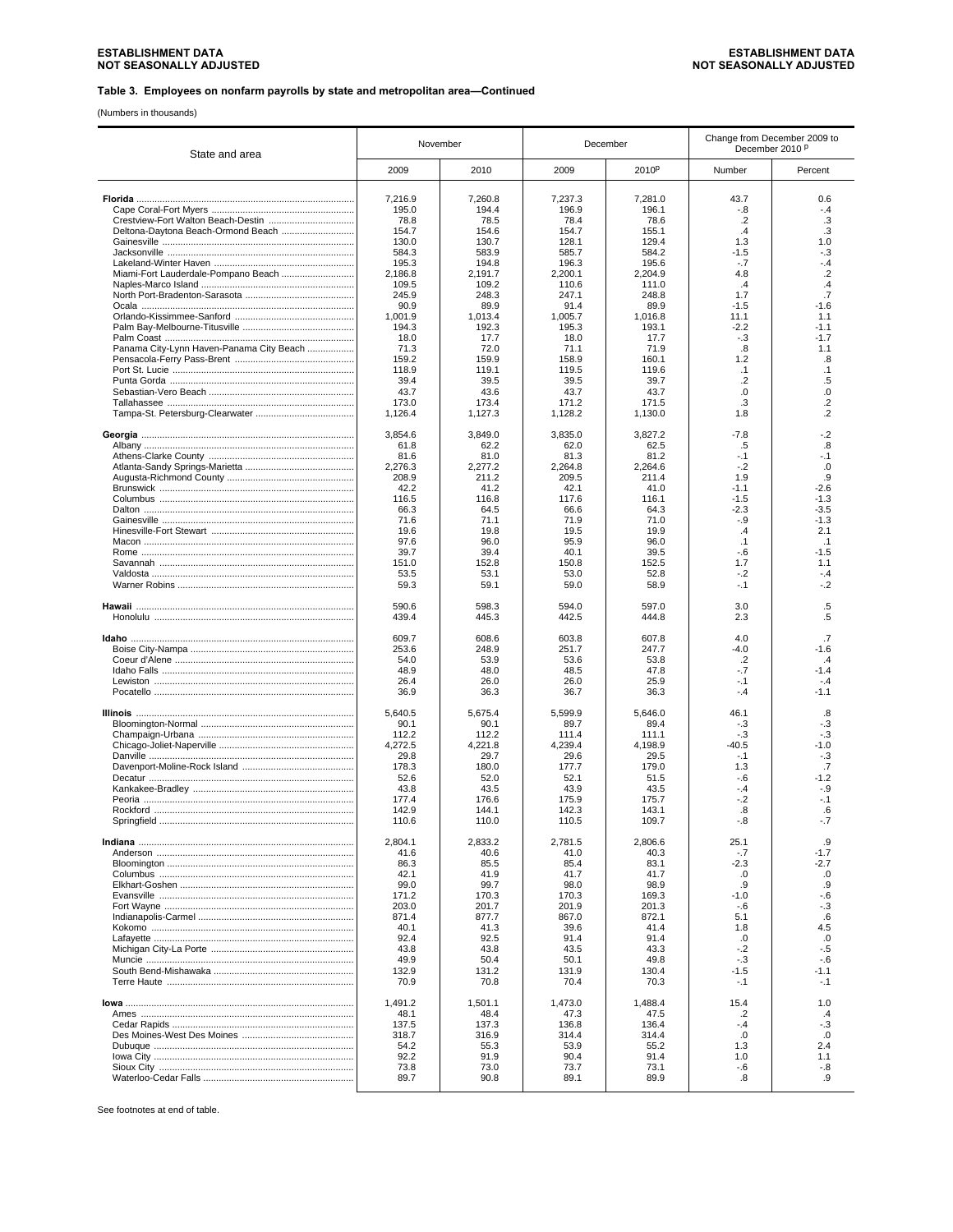**ESTABLISHMENT DATA**
**NOT SEASONALLY ADJUSTED**

### Table 3. Employees on nonfarm payrolls by state and metropolitan area—Continued

(Numbers in thousands)

| State and area | November | | December | | Change from December 2009 to December 2010 p | |
|---|---|---|---|---|---|---|
| | 2009 | 2010 | 2009 | 2010p | Number | Percent |
| **Florida** | 7,216.9 | 7,260.8 | 7,237.3 | 7,281.0 | 43.7 | 0.6 |
| Cape Coral-Fort Myers | 195.0 | 194.4 | 196.9 | 196.1 | -.8 | -.4 |
| Crestview-Fort Walton Beach-Destin | 78.8 | 78.5 | 78.4 | 78.6 | .2 | .3 |
| Deltona-Daytona Beach-Ormond Beach | 154.7 | 154.6 | 154.7 | 155.1 | .4 | .3 |
| Gainesville | 130.0 | 130.7 | 128.1 | 129.4 | 1.3 | 1.0 |
| Jacksonville | 584.3 | 583.9 | 585.7 | 584.2 | -1.5 | -.3 |
| Lakeland-Winter Haven | 195.3 | 194.8 | 196.3 | 195.6 | -.7 | -.4 |
| Miami-Fort Lauderdale-Pompano Beach | 2,186.8 | 2,191.7 | 2,200.1 | 2,204.9 | 4.8 | .2 |
| Naples-Marco Island | 109.5 | 109.2 | 110.6 | 111.0 | .4 | .4 |
| North Port-Bradenton-Sarasota | 245.9 | 248.3 | 247.1 | 248.8 | 1.7 | .7 |
| Ocala | 90.9 | 89.9 | 91.4 | 89.9 | -1.5 | -1.6 |
| Orlando-Kissimmee-Sanford | 1,001.9 | 1,013.4 | 1,005.7 | 1,016.8 | 11.1 | 1.1 |
| Palm Bay-Melbourne-Titusville | 194.3 | 192.3 | 195.3 | 193.1 | -2.2 | -1.1 |
| Palm Coast | 18.0 | 17.7 | 18.0 | 17.7 | -.3 | -1.7 |
| Panama City-Lynn Haven-Panama City Beach | 71.3 | 72.0 | 71.1 | 71.9 | .8 | 1.1 |
| Pensacola-Ferry Pass-Brent | 159.2 | 159.9 | 158.9 | 160.1 | 1.2 | .8 |
| Port St. Lucie | 118.9 | 119.1 | 119.5 | 119.6 | .1 | .1 |
| Punta Gorda | 39.4 | 39.5 | 39.5 | 39.7 | .2 | .5 |
| Sebastian-Vero Beach | 43.7 | 43.6 | 43.7 | 43.7 | .0 | .0 |
| Tallahassee | 173.0 | 173.4 | 171.2 | 171.5 | .3 | .2 |
| Tampa-St. Petersburg-Clearwater | 1,126.4 | 1,127.3 | 1,128.2 | 1,130.0 | 1.8 | .2 |
| **Georgia** | 3,854.6 | 3,849.0 | 3,835.0 | 3,827.2 | -7.8 | -.2 |
| Albany | 61.8 | 62.2 | 62.0 | 62.5 | .5 | .8 |
| Athens-Clarke County | 81.6 | 81.0 | 81.3 | 81.2 | -.1 | -.1 |
| Atlanta-Sandy Springs-Marietta | 2,276.3 | 2,277.2 | 2,264.8 | 2,264.6 | -.2 | .0 |
| Augusta-Richmond County | 208.9 | 211.2 | 209.5 | 211.4 | 1.9 | .9 |
| Brunswick | 42.2 | 41.2 | 42.1 | 41.0 | -1.1 | -2.6 |
| Columbus | 116.5 | 116.8 | 117.6 | 116.1 | -1.5 | -1.3 |
| Dalton | 66.3 | 64.5 | 66.6 | 64.3 | -2.3 | -3.5 |
| Gainesville | 71.6 | 71.1 | 71.9 | 71.0 | -.9 | -1.3 |
| Hinesville-Fort Stewart | 19.6 | 19.8 | 19.5 | 19.9 | .4 | 2.1 |
| Macon | 97.6 | 96.0 | 95.9 | 96.0 | .1 | .1 |
| Rome | 39.7 | 39.4 | 40.1 | 39.5 | -.6 | -1.5 |
| Savannah | 151.0 | 152.8 | 150.8 | 152.5 | 1.7 | 1.1 |
| Valdosta | 53.5 | 53.1 | 53.0 | 52.8 | -.2 | -.4 |
| Warner Robins | 59.3 | 59.1 | 59.0 | 58.9 | -.1 | -.2 |
| **Hawaii** | 590.6 | 598.3 | 594.0 | 597.0 | 3.0 | .5 |
| Honolulu | 439.4 | 445.3 | 442.5 | 444.8 | 2.3 | .5 |
| **Idaho** | 609.7 | 608.6 | 603.8 | 607.8 | 4.0 | .7 |
| Boise City-Nampa | 253.6 | 248.9 | 251.7 | 247.7 | -4.0 | -1.6 |
| Coeur d'Alene | 54.0 | 53.9 | 53.6 | 53.8 | .2 | .4 |
| Idaho Falls | 48.9 | 48.0 | 48.5 | 47.8 | -.7 | -1.4 |
| Lewiston | 26.4 | 26.0 | 26.0 | 25.9 | -.1 | -.4 |
| Pocatello | 36.9 | 36.3 | 36.7 | 36.3 | -.4 | -1.1 |
| **Illinois** | 5,640.5 | 5,675.4 | 5,599.9 | 5,646.0 | 46.1 | .8 |
| Bloomington-Normal | 90.1 | 90.1 | 89.7 | 89.4 | -.3 | -.3 |
| Champaign-Urbana | 112.2 | 112.2 | 111.4 | 111.1 | -.3 | -.3 |
| Chicago-Joliet-Naperville | 4,272.5 | 4,221.8 | 4,239.4 | 4,198.9 | -40.5 | -1.0 |
| Danville | 29.8 | 29.7 | 29.6 | 29.5 | -.1 | -.3 |
| Davenport-Moline-Rock Island | 178.3 | 180.0 | 177.7 | 179.0 | 1.3 | .7 |
| Decatur | 52.6 | 52.0 | 52.1 | 51.5 | -.6 | -1.2 |
| Kankakee-Bradley | 43.8 | 43.5 | 43.9 | 43.5 | -.4 | -.9 |
| Peoria | 177.4 | 176.6 | 175.9 | 175.7 | -.2 | -.1 |
| Rockford | 142.9 | 144.1 | 142.3 | 143.1 | .8 | .6 |
| Springfield | 110.6 | 110.0 | 110.5 | 109.7 | -.8 | -.7 |
| **Indiana** | 2,804.1 | 2,833.2 | 2,781.5 | 2,806.6 | 25.1 | .9 |
| Anderson | 41.6 | 40.6 | 41.0 | 40.3 | -.7 | -1.7 |
| Bloomington | 86.3 | 85.5 | 85.4 | 83.1 | -2.3 | -2.7 |
| Columbus | 42.1 | 41.9 | 41.7 | 41.7 | .0 | .0 |
| Elkhart-Goshen | 99.0 | 99.7 | 98.0 | 98.9 | .9 | .9 |
| Evansville | 171.2 | 170.3 | 170.3 | 169.3 | -1.0 | -.6 |
| Fort Wayne | 203.0 | 201.7 | 201.9 | 201.3 | -.6 | -.3 |
| Indianapolis-Carmel | 871.4 | 877.7 | 867.0 | 872.1 | 5.1 | .6 |
| Kokomo | 40.1 | 41.3 | 39.6 | 41.4 | 1.8 | 4.5 |
| Lafayette | 92.4 | 92.5 | 91.4 | 91.4 | .0 | .0 |
| Michigan City-La Porte | 43.8 | 43.8 | 43.5 | 43.3 | -.2 | -.5 |
| Muncie | 49.9 | 50.4 | 50.1 | 49.8 | -.3 | -.6 |
| South Bend-Mishawaka | 132.9 | 131.2 | 131.9 | 130.4 | -1.5 | -1.1 |
| Terre Haute | 70.9 | 70.8 | 70.4 | 70.3 | -.1 | -.1 |
| **Iowa** | 1,491.2 | 1,501.1 | 1,473.0 | 1,488.4 | 15.4 | 1.0 |
| Ames | 48.1 | 48.4 | 47.3 | 47.5 | .2 | .4 |
| Cedar Rapids | 137.5 | 137.3 | 136.8 | 136.4 | -.4 | -.3 |
| Des Moines-West Des Moines | 318.7 | 316.9 | 314.4 | 314.4 | .0 | .0 |
| Dubuque | 54.2 | 55.3 | 53.9 | 55.2 | 1.3 | 2.4 |
| Iowa City | 92.2 | 91.9 | 90.4 | 91.4 | 1.0 | 1.1 |
| Sioux City | 73.8 | 73.0 | 73.7 | 73.1 | -.6 | -.8 |
| Waterloo-Cedar Falls | 89.7 | 90.8 | 89.1 | 89.9 | .8 | .9 |

See footnotes at end of table.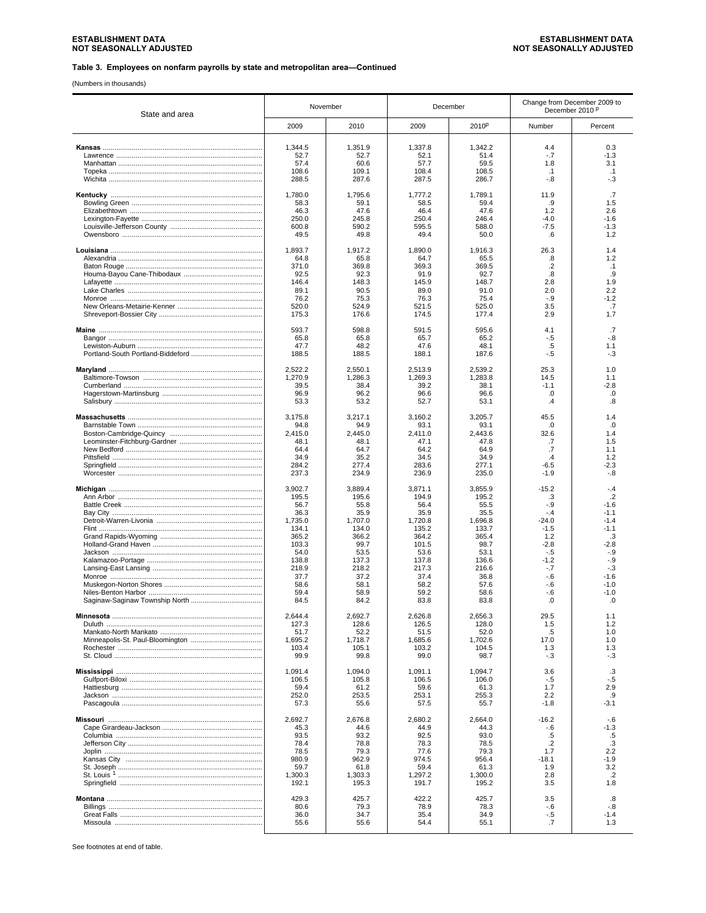ESTABLISHMENT DATA
NOT SEASONALLY ADJUSTED

**Table 3. Employees on nonfarm payrolls by state and metropolitan area—Continued**

(Numbers in thousands)

| State and area | November | | December | | Change from December 2009 to December 2010 P | |
|---|---|---|---|---|---|---|
| | 2009 | 2010 | 2009 | 2010P | Number | Percent |
| **Kansas** | 1,344.5 | 1,351.9 | 1,337.8 | 1,342.2 | 4.4 | 0.3 |
| Lawrence | 52.7 | 52.7 | 52.1 | 51.4 | -.7 | -1.3 |
| Manhattan | 57.4 | 60.6 | 57.7 | 59.5 | 1.8 | 3.1 |
| Topeka | 108.6 | 109.1 | 108.4 | 108.5 | .1 | .1 |
| Wichita | 288.5 | 287.6 | 287.5 | 286.7 | -.8 | -.3 |
| **Kentucky** | 1,780.0 | 1,795.6 | 1,777.2 | 1,789.1 | 11.9 | .7 |
| Bowling Green | 58.3 | 59.1 | 58.5 | 59.4 | .9 | 1.5 |
| Elizabethtown | 46.3 | 47.6 | 46.4 | 47.6 | 1.2 | 2.6 |
| Lexington-Fayette | 250.0 | 245.8 | 250.4 | 246.4 | -4.0 | -1.6 |
| Louisville-Jefferson County | 600.8 | 590.2 | 595.5 | 588.0 | -7.5 | -1.3 |
| Owensboro | 49.5 | 49.8 | 49.4 | 50.0 | .6 | 1.2 |
| **Louisiana** | 1,893.7 | 1,917.2 | 1,890.0 | 1,916.3 | 26.3 | 1.4 |
| Alexandria | 64.8 | 65.8 | 64.7 | 65.5 | .8 | 1.2 |
| Baton Rouge | 371.0 | 369.8 | 369.3 | 369.5 | .2 | .1 |
| Houma-Bayou Cane-Thibodaux | 92.5 | 92.3 | 91.9 | 92.7 | .8 | .9 |
| Lafayette | 146.4 | 148.3 | 145.9 | 148.7 | 2.8 | 1.9 |
| Lake Charles | 89.1 | 90.5 | 89.0 | 91.0 | 2.0 | 2.2 |
| Monroe | 76.2 | 75.3 | 76.3 | 75.4 | -.9 | -1.2 |
| New Orleans-Metairie-Kenner | 520.0 | 524.9 | 521.5 | 525.0 | 3.5 | .7 |
| Shreveport-Bossier City | 175.3 | 176.6 | 174.5 | 177.4 | 2.9 | 1.7 |
| **Maine** | 593.7 | 598.8 | 591.5 | 595.6 | 4.1 | .7 |
| Bangor | 65.8 | 65.8 | 65.7 | 65.2 | -.5 | -.8 |
| Lewiston-Auburn | 47.7 | 48.2 | 47.6 | 48.1 | .5 | 1.1 |
| Portland-South Portland-Biddeford | 188.5 | 188.5 | 188.1 | 187.6 | -.5 | -.3 |
| **Maryland** | 2,522.2 | 2,550.1 | 2,513.9 | 2,539.2 | 25.3 | 1.0 |
| Baltimore-Towson | 1,270.9 | 1,286.3 | 1,269.3 | 1,283.8 | 14.5 | 1.1 |
| Cumberland | 39.5 | 38.4 | 39.2 | 38.1 | -1.1 | -2.8 |
| Hagerstown-Martinsburg | 96.9 | 96.2 | 96.6 | 96.6 | .0 | .0 |
| Salisbury | 53.3 | 53.2 | 52.7 | 53.1 | .4 | .8 |
| **Massachusetts** | 3,175.8 | 3,217.1 | 3,160.2 | 3,205.7 | 45.5 | 1.4 |
| Barnstable Town | 94.8 | 94.9 | 93.1 | 93.1 | .0 | .0 |
| Boston-Cambridge-Quincy | 2,415.0 | 2,445.0 | 2,411.0 | 2,443.6 | 32.6 | 1.4 |
| Leominster-Fitchburg-Gardner | 48.1 | 48.1 | 47.1 | 47.8 | .7 | 1.5 |
| New Bedford | 64.4 | 64.7 | 64.2 | 64.9 | .7 | 1.1 |
| Pittsfield | 34.9 | 35.2 | 34.5 | 34.9 | .4 | 1.2 |
| Springfield | 284.2 | 277.4 | 283.6 | 277.1 | -6.5 | -2.3 |
| Worcester | 237.3 | 234.9 | 236.9 | 235.0 | -1.9 | -.8 |
| **Michigan** | 3,902.7 | 3,889.4 | 3,871.1 | 3,855.9 | -15.2 | -.4 |
| Ann Arbor | 195.5 | 195.6 | 194.9 | 195.2 | .3 | .2 |
| Battle Creek | 56.7 | 55.8 | 56.4 | 55.5 | -.9 | -1.6 |
| Bay City | 36.3 | 35.9 | 35.9 | 35.5 | -.4 | -1.1 |
| Detroit-Warren-Livonia | 1,735.0 | 1,707.0 | 1,720.8 | 1,696.8 | -24.0 | -1.4 |
| Flint | 134.1 | 134.0 | 135.2 | 133.7 | -1.5 | -1.1 |
| Grand Rapids-Wyoming | 365.2 | 366.2 | 364.2 | 365.4 | 1.2 | .3 |
| Holland-Grand Haven | 103.3 | 99.7 | 101.5 | 98.7 | -2.8 | -2.8 |
| Jackson | 54.0 | 53.5 | 53.6 | 53.1 | -.5 | -.9 |
| Kalamazoo-Portage | 138.8 | 137.3 | 137.8 | 136.6 | -1.2 | -.9 |
| Lansing-East Lansing | 218.9 | 218.2 | 217.3 | 216.6 | -.7 | -.3 |
| Monroe | 37.7 | 37.2 | 37.4 | 36.8 | -.6 | -1.6 |
| Muskegon-Norton Shores | 58.6 | 58.1 | 58.2 | 57.6 | -.6 | -1.0 |
| Niles-Benton Harbor | 59.4 | 58.9 | 59.2 | 58.6 | -.6 | -1.0 |
| Saginaw-Saginaw Township North | 84.5 | 84.2 | 83.8 | 83.8 | .0 | .0 |
| **Minnesota** | 2,644.4 | 2,692.7 | 2,626.8 | 2,656.3 | 29.5 | 1.1 |
| Duluth | 127.3 | 128.6 | 126.5 | 128.0 | 1.5 | 1.2 |
| Mankato-North Mankato | 51.7 | 52.2 | 51.5 | 52.0 | .5 | 1.0 |
| Minneapolis-St. Paul-Bloomington | 1,695.2 | 1,718.7 | 1,685.6 | 1,702.6 | 17.0 | 1.0 |
| Rochester | 103.4 | 105.1 | 103.2 | 104.5 | 1.3 | 1.3 |
| St. Cloud | 99.9 | 99.8 | 99.0 | 98.7 | -.3 | -.3 |
| **Mississippi** | 1,091.4 | 1,094.0 | 1,091.1 | 1,094.7 | 3.6 | .3 |
| Gulfport-Biloxi | 106.5 | 105.8 | 106.5 | 106.0 | -.5 | -.5 |
| Hattiesburg | 59.4 | 61.2 | 59.6 | 61.3 | 1.7 | 2.9 |
| Jackson | 252.0 | 253.5 | 253.1 | 255.3 | 2.2 | .9 |
| Pascagoula | 57.3 | 55.6 | 57.5 | 55.7 | -1.8 | -3.1 |
| **Missouri** | 2,692.7 | 2,676.8 | 2,680.2 | 2,664.0 | -16.2 | -.6 |
| Cape Girardeau-Jackson | 45.3 | 44.6 | 44.9 | 44.3 | -.6 | -1.3 |
| Columbia | 93.5 | 93.2 | 92.5 | 93.0 | .5 | .5 |
| Jefferson City | 78.4 | 78.8 | 78.3 | 78.5 | .2 | .3 |
| Joplin | 78.5 | 79.3 | 77.6 | 79.3 | 1.7 | 2.2 |
| Kansas City | 980.9 | 962.9 | 974.5 | 956.4 | -18.1 | -1.9 |
| St. Joseph | 59.7 | 61.8 | 59.4 | 61.3 | 1.9 | 3.2 |
| St. Louis [1] | 1,300.3 | 1,303.3 | 1,297.2 | 1,300.0 | 2.8 | .2 |
| Springfield | 192.1 | 195.3 | 191.7 | 195.2 | 3.5 | 1.8 |
| **Montana** | 429.3 | 425.7 | 422.2 | 425.7 | 3.5 | .8 |
| Billings | 80.6 | 79.3 | 78.9 | 78.3 | -.6 | -.8 |
| Great Falls | 36.0 | 34.7 | 35.4 | 34.9 | -.5 | -1.4 |
| Missoula | 55.6 | 55.6 | 54.4 | 55.1 | .7 | 1.3 |

See footnotes at end of table.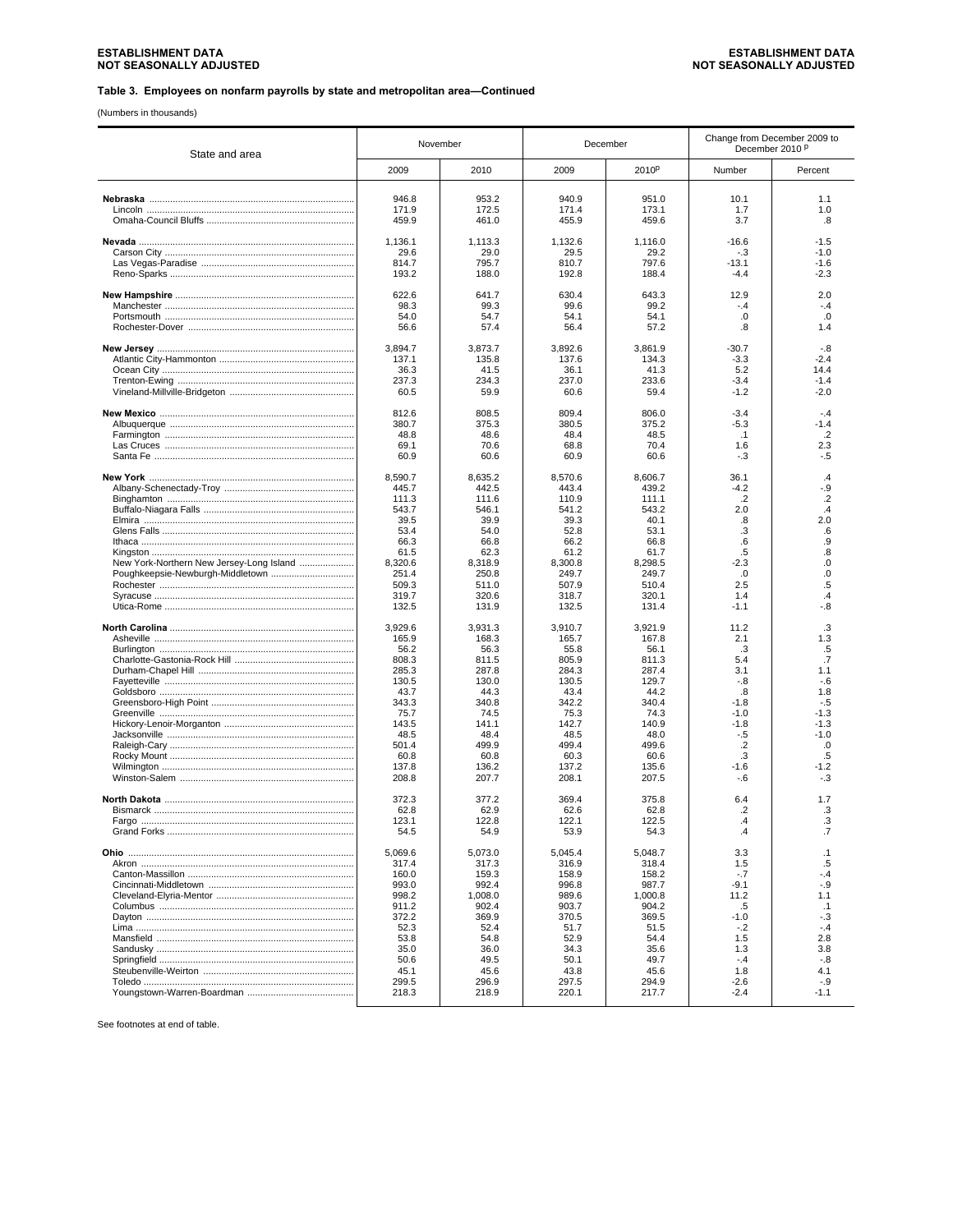ESTABLISHMENT DATA
NOT SEASONALLY ADJUSTED

### Table 3. Employees on nonfarm payrolls by state and metropolitan area—Continued

(Numbers in thousands)

| State and area | November | | December | | Change from December 2009 to December 2010 p | |
|---|---|---|---|---|---|---|
| | 2009 | 2010 | 2009 | 2010p | Number | Percent |
| **Nebraska** | 946.8 | 953.2 | 940.9 | 951.0 | 10.1 | 1.1 |
| Lincoln | 171.9 | 172.5 | 171.4 | 173.1 | 1.7 | 1.0 |
| Omaha-Council Bluffs | 459.9 | 461.0 | 455.9 | 459.6 | 3.7 | .8 |
| **Nevada** | 1,136.1 | 1,113.3 | 1,132.6 | 1,116.0 | -16.6 | -1.5 |
| Carson City | 29.6 | 29.0 | 29.5 | 29.2 | -.3 | -1.0 |
| Las Vegas-Paradise | 814.7 | 795.7 | 810.7 | 797.6 | -13.1 | -1.6 |
| Reno-Sparks | 193.2 | 188.0 | 192.8 | 188.4 | -4.4 | -2.3 |
| **New Hampshire** | 622.6 | 641.7 | 630.4 | 643.3 | 12.9 | 2.0 |
| Manchester | 98.3 | 99.3 | 99.6 | 99.2 | -.4 | -.4 |
| Portsmouth | 54.0 | 54.7 | 54.1 | 54.1 | .0 | .0 |
| Rochester-Dover | 56.6 | 57.4 | 56.4 | 57.2 | .8 | 1.4 |
| **New Jersey** | 3,894.7 | 3,873.7 | 3,892.6 | 3,861.9 | -30.7 | -.8 |
| Atlantic City-Hammonton | 137.1 | 135.8 | 137.6 | 134.3 | -3.3 | -2.4 |
| Ocean City | 36.3 | 41.5 | 36.1 | 41.3 | 5.2 | 14.4 |
| Trenton-Ewing | 237.3 | 234.3 | 237.0 | 233.6 | -3.4 | -1.4 |
| Vineland-Millville-Bridgeton | 60.5 | 59.9 | 60.6 | 59.4 | -1.2 | -2.0 |
| **New Mexico** | 812.6 | 808.5 | 809.4 | 806.0 | -3.4 | -.4 |
| Albuquerque | 380.7 | 375.3 | 380.5 | 375.2 | -5.3 | -1.4 |
| Farmington | 48.8 | 48.6 | 48.4 | 48.5 | .1 | .2 |
| Las Cruces | 69.1 | 70.6 | 68.8 | 70.4 | 1.6 | 2.3 |
| Santa Fe | 60.9 | 60.6 | 60.9 | 60.6 | -.3 | -.5 |
| **New York** | 8,590.7 | 8,635.2 | 8,570.6 | 8,606.7 | 36.1 | .4 |
| Albany-Schenectady-Troy | 445.7 | 442.5 | 443.4 | 439.2 | -4.2 | -.9 |
| Binghamton | 111.3 | 111.6 | 110.9 | 111.1 | .2 | .2 |
| Buffalo-Niagara Falls | 543.7 | 546.1 | 541.2 | 543.2 | 2.0 | .4 |
| Elmira | 39.5 | 39.9 | 39.3 | 40.1 | .8 | 2.0 |
| Glens Falls | 53.4 | 54.0 | 52.8 | 53.1 | .3 | .6 |
| Ithaca | 66.3 | 66.8 | 66.2 | 66.8 | .6 | .9 |
| Kingston | 61.5 | 62.3 | 61.2 | 61.7 | .5 | .8 |
| New York-Northern New Jersey-Long Island | 8,320.6 | 8,318.9 | 8,300.8 | 8,298.5 | -2.3 | .0 |
| Poughkeepsie-Newburgh-Middletown | 251.4 | 250.8 | 249.7 | 249.7 | .0 | .0 |
| Rochester | 509.3 | 511.0 | 507.9 | 510.4 | 2.5 | .5 |
| Syracuse | 319.7 | 320.6 | 318.7 | 320.1 | 1.4 | .4 |
| Utica-Rome | 132.5 | 131.9 | 132.5 | 131.4 | -1.1 | -.8 |
| **North Carolina** | 3,929.6 | 3,931.3 | 3,910.7 | 3,921.9 | 11.2 | .3 |
| Asheville | 165.9 | 168.3 | 165.7 | 167.8 | 2.1 | 1.3 |
| Burlington | 56.2 | 56.3 | 55.8 | 56.1 | .3 | .5 |
| Charlotte-Gastonia-Rock Hill | 808.3 | 811.5 | 805.9 | 811.3 | 5.4 | .7 |
| Durham-Chapel Hill | 285.3 | 287.8 | 284.3 | 287.4 | 3.1 | 1.1 |
| Fayetteville | 130.5 | 130.0 | 130.5 | 129.7 | -.8 | -.6 |
| Goldsboro | 43.7 | 44.3 | 43.4 | 44.2 | .8 | 1.8 |
| Greensboro-High Point | 343.3 | 340.8 | 342.2 | 340.4 | -1.8 | -.5 |
| Greenville | 75.7 | 74.5 | 75.3 | 74.3 | -1.0 | -1.3 |
| Hickory-Lenoir-Morganton | 143.5 | 141.1 | 142.7 | 140.9 | -1.8 | -1.3 |
| Jacksonville | 48.5 | 48.4 | 48.5 | 48.0 | -.5 | -1.0 |
| Raleigh-Cary | 501.4 | 499.9 | 499.4 | 499.6 | .2 | .0 |
| Rocky Mount | 60.8 | 60.8 | 60.3 | 60.6 | .3 | .5 |
| Wilmington | 137.8 | 136.2 | 137.2 | 135.6 | -1.6 | -1.2 |
| Winston-Salem | 208.8 | 207.7 | 208.1 | 207.5 | -.6 | -.3 |
| **North Dakota** | 372.3 | 377.2 | 369.4 | 375.8 | 6.4 | 1.7 |
| Bismarck | 62.8 | 62.9 | 62.6 | 62.8 | .2 | .3 |
| Fargo | 123.1 | 122.8 | 122.1 | 122.5 | .4 | .3 |
| Grand Forks | 54.5 | 54.9 | 53.9 | 54.3 | .4 | .7 |
| **Ohio** | 5,069.6 | 5,073.0 | 5,045.4 | 5,048.7 | 3.3 | .1 |
| Akron | 317.4 | 317.3 | 316.9 | 318.4 | 1.5 | .5 |
| Canton-Massillon | 160.0 | 159.3 | 158.9 | 158.2 | -.7 | -.4 |
| Cincinnati-Middletown | 993.0 | 992.4 | 996.8 | 987.7 | -9.1 | -.9 |
| Cleveland-Elyria-Mentor | 998.2 | 1,008.0 | 989.6 | 1,000.8 | 11.2 | 1.1 |
| Columbus | 911.2 | 902.4 | 903.7 | 904.2 | .5 | .1 |
| Dayton | 372.2 | 369.9 | 370.5 | 369.5 | -1.0 | -.3 |
| Lima | 52.3 | 52.4 | 51.7 | 51.5 | -.2 | -.4 |
| Mansfield | 53.8 | 54.8 | 52.9 | 54.4 | 1.5 | 2.8 |
| Sandusky | 35.0 | 36.0 | 34.3 | 35.6 | 1.3 | 3.8 |
| Springfield | 50.6 | 49.5 | 50.1 | 49.7 | -.4 | -.8 |
| Steubenville-Weirton | 45.1 | 45.6 | 43.8 | 45.6 | 1.8 | 4.1 |
| Toledo | 299.5 | 296.9 | 297.5 | 294.9 | -2.6 | -.9 |
| Youngstown-Warren-Boardman | 218.3 | 218.9 | 220.1 | 217.7 | -2.4 | -1.1 |

See footnotes at end of table.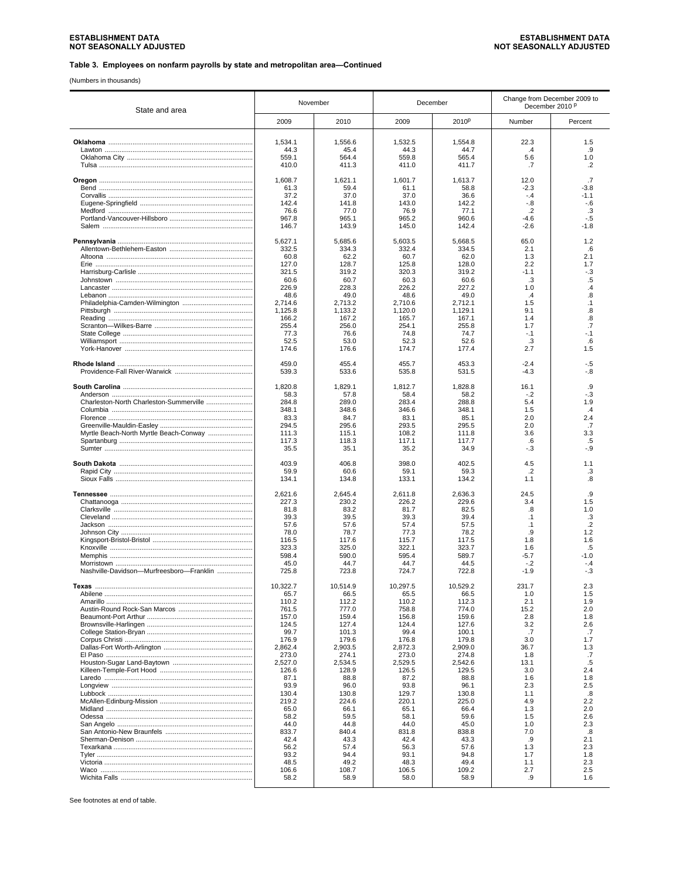ESTABLISHMENT DATA
NOT SEASONALLY ADJUSTED

### Table 3. Employees on nonfarm payrolls by state and metropolitan area—Continued

(Numbers in thousands)

| State and area | November | | December | | Change from December 2009 to December 2010 P | |
|---|---|---|---|---|---|---|
| | 2009 | 2010 | 2009 | 2010P | Number | Percent |
| **Oklahoma** | 1,534.1 | 1,556.6 | 1,532.5 | 1,554.8 | 22.3 | 1.5 |
| Lawton | 44.3 | 45.4 | 44.3 | 44.7 | .4 | .9 |
| Oklahoma City | 559.1 | 564.4 | 559.8 | 565.4 | 5.6 | 1.0 |
| Tulsa | 410.0 | 411.3 | 411.0 | 411.7 | .7 | .2 |
| **Oregon** | 1,608.7 | 1,621.1 | 1,601.7 | 1,613.7 | 12.0 | .7 |
| Bend | 61.3 | 59.4 | 61.1 | 58.8 | -2.3 | -3.8 |
| Corvallis | 37.2 | 37.0 | 37.0 | 36.6 | -.4 | -1.1 |
| Eugene-Springfield | 142.4 | 141.8 | 143.0 | 142.2 | -.8 | -.6 |
| Medford | 76.6 | 77.0 | 76.9 | 77.1 | .2 | .3 |
| Portland-Vancouver-Hillsboro | 967.8 | 965.1 | 965.2 | 960.6 | -4.6 | -.5 |
| Salem | 146.7 | 143.9 | 145.0 | 142.4 | -2.6 | -1.8 |
| **Pennsylvania** | 5,627.1 | 5,685.6 | 5,603.5 | 5,668.5 | 65.0 | 1.2 |
| Allentown-Bethlehem-Easton | 332.5 | 334.3 | 332.4 | 334.5 | 2.1 | .6 |
| Altoona | 60.8 | 62.2 | 60.7 | 62.0 | 1.3 | 2.1 |
| Erie | 127.0 | 128.7 | 125.8 | 128.0 | 2.2 | 1.7 |
| Harrisburg-Carlisle | 321.5 | 319.2 | 320.3 | 319.2 | -1.1 | -.3 |
| Johnstown | 60.6 | 60.7 | 60.3 | 60.6 | .3 | .5 |
| Lancaster | 226.9 | 228.3 | 226.2 | 227.2 | 1.0 | .4 |
| Lebanon | 48.6 | 49.0 | 48.6 | 49.0 | .4 | .8 |
| Philadelphia-Camden-Wilmington | 2,714.6 | 2,713.2 | 2,710.6 | 2,712.1 | 1.5 | .1 |
| Pittsburgh | 1,125.8 | 1,133.2 | 1,120.0 | 1,129.1 | 9.1 | .8 |
| Reading | 166.2 | 167.2 | 165.7 | 167.1 | 1.4 | .8 |
| Scranton—Wilkes-Barre | 255.4 | 256.0 | 254.1 | 255.8 | 1.7 | .7 |
| State College | 77.3 | 76.6 | 74.8 | 74.7 | -.1 | -.1 |
| Williamsport | 52.5 | 53.0 | 52.3 | 52.6 | .3 | .6 |
| York-Hanover | 174.6 | 176.6 | 174.7 | 177.4 | 2.7 | 1.5 |
| **Rhode Island** | 459.0 | 455.4 | 455.7 | 453.3 | -2.4 | -.5 |
| Providence-Fall River-Warwick | 539.3 | 533.6 | 535.8 | 531.5 | -4.3 | -.8 |
| **South Carolina** | 1,820.8 | 1,829.1 | 1,812.7 | 1,828.8 | 16.1 | .9 |
| Anderson | 58.3 | 57.8 | 58.4 | 58.2 | -.2 | -.3 |
| Charleston-North Charleston-Summerville | 284.8 | 289.0 | 283.4 | 288.8 | 5.4 | 1.9 |
| Columbia | 348.1 | 348.6 | 346.6 | 348.1 | 1.5 | .4 |
| Florence | 83.3 | 84.7 | 83.1 | 85.1 | 2.0 | 2.4 |
| Greenville-Mauldin-Easley | 294.5 | 295.6 | 293.5 | 295.5 | 2.0 | .7 |
| Myrtle Beach-North Myrtle Beach-Conway | 111.3 | 115.1 | 108.2 | 111.8 | 3.6 | 3.3 |
| Spartanburg | 117.3 | 118.3 | 117.1 | 117.7 | .6 | .5 |
| Sumter | 35.5 | 35.1 | 35.2 | 34.9 | -.3 | -.9 |
| **South Dakota** | 403.9 | 406.8 | 398.0 | 402.5 | 4.5 | 1.1 |
| Rapid City | 59.9 | 60.6 | 59.1 | 59.3 | .2 | .3 |
| Sioux Falls | 134.1 | 134.8 | 133.1 | 134.2 | 1.1 | .8 |
| **Tennessee** | 2,621.6 | 2,645.4 | 2,611.8 | 2,636.3 | 24.5 | .9 |
| Chattanooga | 227.3 | 230.2 | 226.2 | 229.6 | 3.4 | 1.5 |
| Clarksville | 81.8 | 83.2 | 81.7 | 82.5 | .8 | 1.0 |
| Cleveland | 39.3 | 39.5 | 39.3 | 39.4 | .1 | .3 |
| Jackson | 57.6 | 57.6 | 57.4 | 57.5 | .1 | .2 |
| Johnson City | 78.0 | 78.7 | 77.3 | 78.2 | .9 | 1.2 |
| Kingsport-Bristol-Bristol | 116.5 | 117.6 | 115.7 | 117.5 | 1.8 | 1.6 |
| Knoxville | 323.3 | 325.0 | 322.1 | 323.7 | 1.6 | .5 |
| Memphis | 598.4 | 590.0 | 595.4 | 589.7 | -5.7 | -1.0 |
| Morristown | 45.0 | 44.7 | 44.7 | 44.5 | -.2 | -.4 |
| Nashville-Davidson—Murfreesboro—Franklin | 725.8 | 723.8 | 724.7 | 722.8 | -1.9 | -.3 |
| **Texas** | 10,322.7 | 10,514.9 | 10,297.5 | 10,529.2 | 231.7 | 2.3 |
| Abilene | 65.7 | 66.5 | 65.5 | 66.5 | 1.0 | 1.5 |
| Amarillo | 110.2 | 112.2 | 110.2 | 112.3 | 2.1 | 1.9 |
| Austin-Round Rock-San Marcos | 761.5 | 777.0 | 758.8 | 774.0 | 15.2 | 2.0 |
| Beaumont-Port Arthur | 157.0 | 159.4 | 156.8 | 159.6 | 2.8 | 1.8 |
| Brownsville-Harlingen | 124.5 | 127.4 | 124.4 | 127.6 | 3.2 | 2.6 |
| College Station-Bryan | 99.7 | 101.3 | 99.4 | 100.1 | .7 | .7 |
| Corpus Christi | 176.9 | 179.6 | 176.8 | 179.8 | 3.0 | 1.7 |
| Dallas-Fort Worth-Arlington | 2,862.4 | 2,903.5 | 2,872.3 | 2,909.0 | 36.7 | 1.3 |
| El Paso | 273.0 | 274.1 | 273.0 | 274.8 | 1.8 | .7 |
| Houston-Sugar Land-Baytown | 2,527.0 | 2,534.5 | 2,529.5 | 2,542.6 | 13.1 | .5 |
| Killeen-Temple-Fort Hood | 126.6 | 128.9 | 126.5 | 129.5 | 3.0 | 2.4 |
| Laredo | 87.1 | 88.8 | 87.2 | 88.8 | 1.6 | 1.8 |
| Longview | 93.9 | 96.0 | 93.8 | 96.1 | 2.3 | 2.5 |
| Lubbock | 130.4 | 130.8 | 129.7 | 130.8 | 1.1 | .8 |
| McAllen-Edinburg-Mission | 219.2 | 224.6 | 220.1 | 225.0 | 4.9 | 2.2 |
| Midland | 65.0 | 66.1 | 65.1 | 66.4 | 1.3 | 2.0 |
| Odessa | 58.2 | 59.5 | 58.1 | 59.6 | 1.5 | 2.6 |
| San Angelo | 44.0 | 44.8 | 44.0 | 45.0 | 1.0 | 2.3 |
| San Antonio-New Braunfels | 833.7 | 840.4 | 831.8 | 838.8 | 7.0 | .8 |
| Sherman-Denison | 42.4 | 43.3 | 42.4 | 43.3 | .9 | 2.1 |
| Texarkana | 56.2 | 57.4 | 56.3 | 57.6 | 1.3 | 2.3 |
| Tyler | 93.2 | 94.4 | 93.1 | 94.8 | 1.7 | 1.8 |
| Victoria | 48.5 | 49.2 | 48.3 | 49.4 | 1.1 | 2.3 |
| Waco | 106.6 | 108.7 | 106.5 | 109.2 | 2.7 | 2.5 |
| Wichita Falls | 58.2 | 58.9 | 58.0 | 58.9 | .9 | 1.6 |

See footnotes at end of table.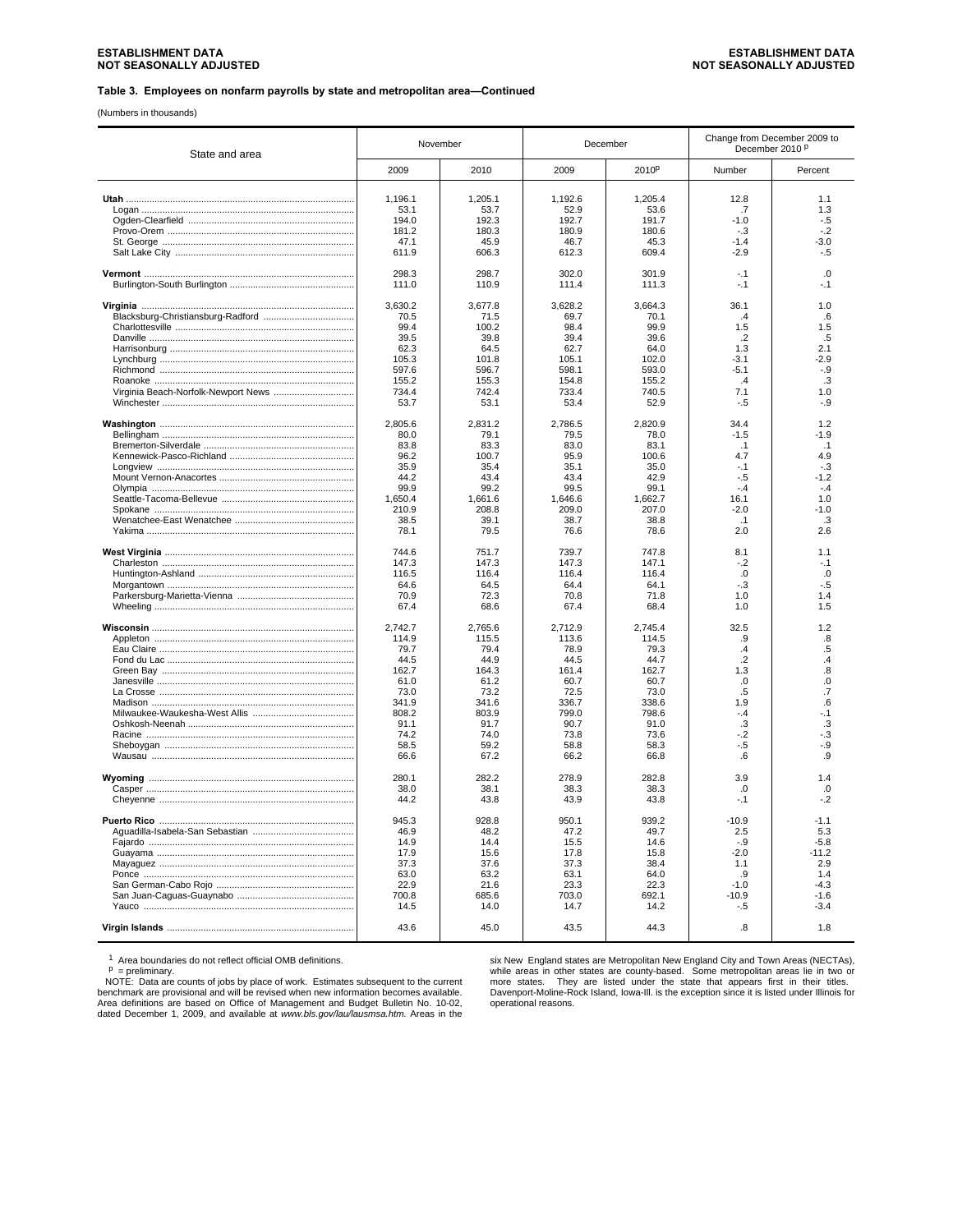ESTABLISHMENT DATA
NOT SEASONALLY ADJUSTED

### Table 3. Employees on nonfarm payrolls by state and metropolitan area—Continued

(Numbers in thousands)

| State and area | November | | December | | Change from December 2009 to December 2010 p | |
|---|---|---|---|---|---|---|
| | 2009 | 2010 | 2009 | 2010p | Number | Percent |
| **Utah** | 1,196.1 | 1,205.1 | 1,192.6 | 1,205.4 | 12.8 | 1.1 |
| Logan | 53.1 | 53.7 | 52.9 | 53.6 | .7 | 1.3 |
| Ogden-Clearfield | 194.0 | 192.3 | 192.7 | 191.7 | -1.0 | -.5 |
| Provo-Orem | 181.2 | 180.3 | 180.9 | 180.6 | -.3 | -.2 |
| St. George | 47.1 | 45.9 | 46.7 | 45.3 | -1.4 | -3.0 |
| Salt Lake City | 611.9 | 606.3 | 612.3 | 609.4 | -2.9 | -.5 |
| **Vermont** | 298.3 | 298.7 | 302.0 | 301.9 | -.1 | .0 |
| Burlington-South Burlington | 111.0 | 110.9 | 111.4 | 111.3 | -.1 | -.1 |
| **Virginia** | 3,630.2 | 3,677.8 | 3,628.2 | 3,664.3 | 36.1 | 1.0 |
| Blacksburg-Christiansburg-Radford | 70.5 | 71.5 | 69.7 | 70.1 | .4 | .6 |
| Charlottesville | 99.4 | 100.2 | 98.4 | 99.9 | 1.5 | 1.5 |
| Danville | 39.5 | 39.8 | 39.4 | 39.6 | .2 | .5 |
| Harrisonburg | 62.3 | 64.5 | 62.7 | 64.0 | 1.3 | 2.1 |
| Lynchburg | 105.3 | 101.8 | 105.1 | 102.0 | -3.1 | -2.9 |
| Richmond | 597.6 | 596.7 | 598.1 | 593.0 | -5.1 | -.9 |
| Roanoke | 155.2 | 155.3 | 154.8 | 155.2 | .4 | .3 |
| Virginia Beach-Norfolk-Newport News | 734.4 | 742.4 | 733.4 | 740.5 | 7.1 | 1.0 |
| Winchester | 53.7 | 53.1 | 53.4 | 52.9 | -.5 | -.9 |
| **Washington** | 2,805.6 | 2,831.2 | 2,786.5 | 2,820.9 | 34.4 | 1.2 |
| Bellingham | 80.0 | 79.1 | 79.5 | 78.0 | -1.5 | -1.9 |
| Bremerton-Silverdale | 83.8 | 83.3 | 83.0 | 83.1 | .1 | .1 |
| Kennewick-Pasco-Richland | 96.2 | 100.7 | 95.9 | 100.6 | 4.7 | 4.9 |
| Longview | 35.9 | 35.4 | 35.1 | 35.0 | -.1 | -.3 |
| Mount Vernon-Anacortes | 44.2 | 43.4 | 43.4 | 42.9 | -.5 | -1.2 |
| Olympia | 99.9 | 99.2 | 99.5 | 99.1 | -.4 | -.4 |
| Seattle-Tacoma-Bellevue | 1,650.4 | 1,661.6 | 1,646.6 | 1,662.7 | 16.1 | 1.0 |
| Spokane | 210.9 | 208.8 | 209.0 | 207.0 | -2.0 | -1.0 |
| Wenatchee-East Wenatchee | 38.5 | 39.1 | 38.7 | 38.8 | .1 | .3 |
| Yakima | 78.1 | 79.5 | 76.6 | 78.6 | 2.0 | 2.6 |
| **West Virginia** | 744.6 | 751.7 | 739.7 | 747.8 | 8.1 | 1.1 |
| Charleston | 147.3 | 147.3 | 147.3 | 147.1 | -.2 | -.1 |
| Huntington-Ashland | 116.5 | 116.4 | 116.4 | 116.4 | .0 | .0 |
| Morgantown | 64.6 | 64.5 | 64.4 | 64.1 | -.3 | -.5 |
| Parkersburg-Marietta-Vienna | 70.9 | 72.3 | 70.8 | 71.8 | 1.0 | 1.4 |
| Wheeling | 67.4 | 68.6 | 67.4 | 68.4 | 1.0 | 1.5 |
| **Wisconsin** | 2,742.7 | 2,765.6 | 2,712.9 | 2,745.4 | 32.5 | 1.2 |
| Appleton | 114.9 | 115.5 | 113.6 | 114.5 | .9 | .8 |
| Eau Claire | 79.7 | 79.4 | 78.9 | 79.3 | .4 | .5 |
| Fond du Lac | 44.5 | 44.9 | 44.5 | 44.7 | .2 | .4 |
| Green Bay | 162.7 | 164.3 | 161.4 | 162.7 | 1.3 | .8 |
| Janesville | 61.0 | 61.2 | 60.7 | 60.7 | .0 | .0 |
| La Crosse | 73.0 | 73.2 | 72.5 | 73.0 | .5 | .7 |
| Madison | 341.9 | 341.6 | 336.7 | 338.6 | 1.9 | .6 |
| Milwaukee-Waukesha-West Allis | 808.2 | 803.9 | 799.0 | 798.6 | -.4 | -.1 |
| Oshkosh-Neenah | 91.1 | 91.7 | 90.7 | 91.0 | .3 | .3 |
| Racine | 74.2 | 74.0 | 73.8 | 73.6 | -.2 | -.3 |
| Sheboygan | 58.5 | 59.2 | 58.8 | 58.3 | -.5 | -.9 |
| Wausau | 66.6 | 67.2 | 66.2 | 66.8 | .6 | .9 |
| **Wyoming** | 280.1 | 282.2 | 278.9 | 282.8 | 3.9 | 1.4 |
| Casper | 38.0 | 38.1 | 38.3 | 38.3 | .0 | .0 |
| Cheyenne | 44.2 | 43.8 | 43.9 | 43.8 | -.1 | -.2 |
| **Puerto Rico** | 945.3 | 928.8 | 950.1 | 939.2 | -10.9 | -1.1 |
| Aguadilla-Isabela-San Sebastian | 46.9 | 48.2 | 47.2 | 49.7 | 2.5 | 5.3 |
| Fajardo | 14.9 | 14.4 | 15.5 | 14.6 | -.9 | -5.8 |
| Guayama | 17.9 | 15.6 | 17.8 | 15.8 | -2.0 | -11.2 |
| Mayaguez | 37.3 | 37.6 | 37.3 | 38.4 | 1.1 | 2.9 |
| Ponce | 63.0 | 63.2 | 63.1 | 64.0 | .9 | 1.4 |
| San German-Cabo Rojo | 22.9 | 21.6 | 23.3 | 22.3 | -1.0 | -4.3 |
| San Juan-Caguas-Guaynabo | 700.8 | 685.6 | 703.0 | 692.1 | -10.9 | -1.6 |
| Yauco | 14.5 | 14.0 | 14.7 | 14.2 | -.5 | -3.4 |
| **Virgin Islands** | 43.6 | 45.0 | 43.5 | 44.3 | .8 | 1.8 |

[1] Area boundaries do not reflect official OMB definitions.

p = preliminary.

NOTE: Data are counts of jobs by place of work. Estimates subsequent to the current benchmark are provisional and will be revised when new information becomes available. Area definitions are based on Office of Management and Budget Bulletin No. 10-02, dated December 1, 2009, and available at *www.bls.gov/lau/lausmsa.htm.* Areas in the six New England states are Metropolitan New England City and Town Areas (NECTAs), while areas in other states are county-based. Some metropolitan areas lie in two or more states. They are listed under the state that appears first in their titles. Davenport-Moline-Rock Island, Iowa-Ill. is the exception since it is listed under Illinois for operational reasons.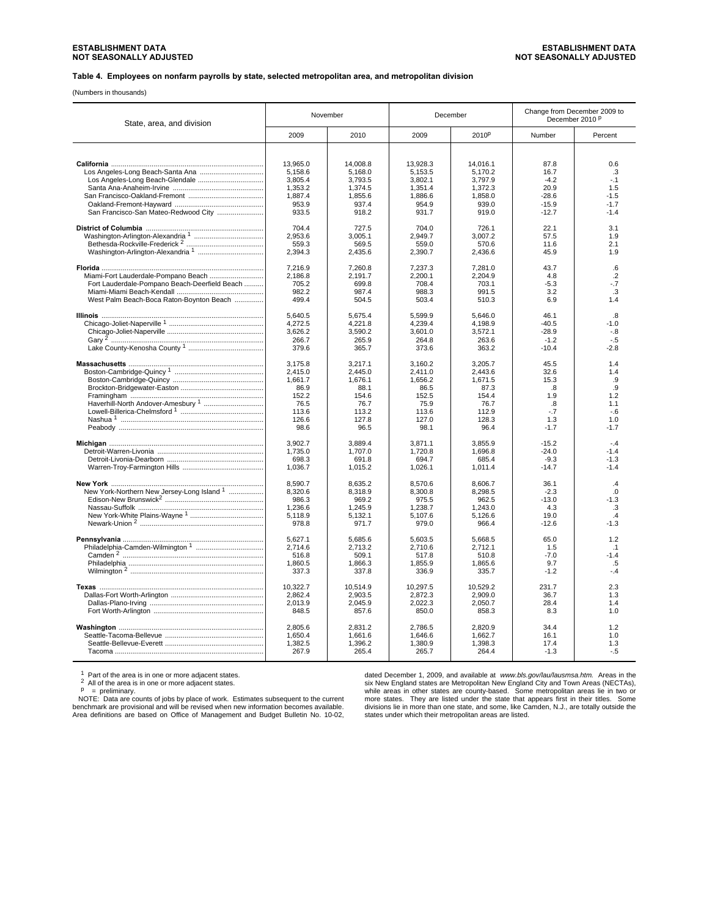**ESTABLISHMENT DATA**
**NOT SEASONALLY ADJUSTED**

### Table 4. Employees on nonfarm payrolls by state, selected metropolitan area, and metropolitan division

(Numbers in thousands)

| State, area, and division | November | | December | | Change from December 2009 to December 2010 p | |
|---|---|---|---|---|---|---|
| | 2009 | 2010 | 2009 | 2010p | Number | Percent |
| **California** | 13,965.0 | 14,008.8 | 13,928.3 | 14,016.1 | 87.8 | 0.6 |
| Los Angeles-Long Beach-Santa Ana | 5,158.6 | 5,168.0 | 5,153.5 | 5,170.2 | 16.7 | .3 |
| Los Angeles-Long Beach-Glendale | 3,805.4 | 3,793.5 | 3,802.1 | 3,797.9 | -4.2 | -.1 |
| Santa Ana-Anaheim-Irvine | 1,353.2 | 1,374.5 | 1,351.4 | 1,372.3 | 20.9 | 1.5 |
| San Francisco-Oakland-Fremont | 1,887.4 | 1,855.6 | 1,886.6 | 1,858.0 | -28.6 | -1.5 |
| Oakland-Fremont-Hayward | 953.9 | 937.4 | 954.9 | 939.0 | -15.9 | -1.7 |
| San Francisco-San Mateo-Redwood City | 933.5 | 918.2 | 931.7 | 919.0 | -12.7 | -1.4 |
| **District of Columbia** | 704.4 | 727.5 | 704.0 | 726.1 | 22.1 | 3.1 |
| Washington-Arlington-Alexandria [1] | 2,953.6 | 3,005.1 | 2,949.7 | 3,007.2 | 57.5 | 1.9 |
| Bethesda-Rockville-Frederick [2] | 559.3 | 569.5 | 559.0 | 570.6 | 11.6 | 2.1 |
| Washington-Arlington-Alexandria [1] | 2,394.3 | 2,435.6 | 2,390.7 | 2,436.6 | 45.9 | 1.9 |
| **Florida** | 7,216.9 | 7,260.8 | 7,237.3 | 7,281.0 | 43.7 | .6 |
| Miami-Fort Lauderdale-Pompano Beach | 2,186.8 | 2,191.7 | 2,200.1 | 2,204.9 | 4.8 | .2 |
| Fort Lauderdale-Pompano Beach-Deerfield Beach | 705.2 | 699.8 | 708.4 | 703.1 | -5.3 | -.7 |
| Miami-Miami Beach-Kendall | 982.2 | 987.4 | 988.3 | 991.5 | 3.2 | .3 |
| West Palm Beach-Boca Raton-Boynton Beach | 499.4 | 504.5 | 503.4 | 510.3 | 6.9 | 1.4 |
| **Illinois** | 5,640.5 | 5,675.4 | 5,599.9 | 5,646.0 | 46.1 | .8 |
| Chicago-Joliet-Naperville [1] | 4,272.5 | 4,221.8 | 4,239.4 | 4,198.9 | -40.5 | -1.0 |
| Chicago-Joliet-Naperville | 3,626.2 | 3,590.2 | 3,601.0 | 3,572.1 | -28.9 | -.8 |
| Gary [2] | 266.7 | 265.9 | 264.8 | 263.6 | -1.2 | -.5 |
| Lake County-Kenosha County [1] | 379.6 | 365.7 | 373.6 | 363.2 | -10.4 | -2.8 |
| **Massachusetts** | 3,175.8 | 3,217.1 | 3,160.2 | 3,205.7 | 45.5 | 1.4 |
| Boston-Cambridge-Quincy [1] | 2,415.0 | 2,445.0 | 2,411.0 | 2,443.6 | 32.6 | 1.4 |
| Boston-Cambridge-Quincy | 1,661.7 | 1,676.1 | 1,656.2 | 1,671.5 | 15.3 | .9 |
| Brockton-Bridgewater-Easton | 86.9 | 88.1 | 86.5 | 87.3 | .8 | .9 |
| Framingham | 152.2 | 154.6 | 152.5 | 154.4 | 1.9 | 1.2 |
| Haverhill-North Andover-Amesbury [1] | 76.5 | 76.7 | 75.9 | 76.7 | .8 | 1.1 |
| Lowell-Billerica-Chelmsford [1] | 113.6 | 113.2 | 113.6 | 112.9 | -.7 | -.6 |
| Nashua [1] | 126.6 | 127.8 | 127.0 | 128.3 | 1.3 | 1.0 |
| Peabody | 98.6 | 96.5 | 98.1 | 96.4 | -1.7 | -1.7 |
| **Michigan** | 3,902.7 | 3,889.4 | 3,871.1 | 3,855.9 | -15.2 | -.4 |
| Detroit-Warren-Livonia | 1,735.0 | 1,707.0 | 1,720.8 | 1,696.8 | -24.0 | -1.4 |
| Detroit-Livonia-Dearborn | 698.3 | 691.8 | 694.7 | 685.4 | -9.3 | -1.3 |
| Warren-Troy-Farmington Hills | 1,036.7 | 1,015.2 | 1,026.1 | 1,011.4 | -14.7 | -1.4 |
| **New York** | 8,590.7 | 8,635.2 | 8,570.6 | 8,606.7 | 36.1 | .4 |
| New York-Northern New Jersey-Long Island [1] | 8,320.6 | 8,318.9 | 8,300.8 | 8,298.5 | -2.3 | .0 |
| Edison-New Brunswick[2] | 986.3 | 969.2 | 975.5 | 962.5 | -13.0 | -1.3 |
| Nassau-Suffolk | 1,236.6 | 1,245.9 | 1,238.7 | 1,243.0 | 4.3 | .3 |
| New York-White Plains-Wayne [1] | 5,118.9 | 5,132.1 | 5,107.6 | 5,126.6 | 19.0 | .4 |
| Newark-Union [2] | 978.8 | 971.7 | 979.0 | 966.4 | -12.6 | -1.3 |
| **Pennsylvania** | 5,627.1 | 5,685.6 | 5,603.5 | 5,668.5 | 65.0 | 1.2 |
| Philadelphia-Camden-Wilmington [1] | 2,714.6 | 2,713.2 | 2,710.6 | 2,712.1 | 1.5 | .1 |
| Camden [2] | 516.8 | 509.1 | 517.8 | 510.8 | -7.0 | -1.4 |
| Philadelphia | 1,860.5 | 1,866.3 | 1,855.9 | 1,865.6 | 9.7 | .5 |
| Wilmington [2] | 337.3 | 337.8 | 336.9 | 335.7 | -1.2 | -.4 |
| **Texas** | 10,322.7 | 10,514.9 | 10,297.5 | 10,529.2 | 231.7 | 2.3 |
| Dallas-Fort Worth-Arlington | 2,862.4 | 2,903.5 | 2,872.3 | 2,909.0 | 36.7 | 1.3 |
| Dallas-Plano-Irving | 2,013.9 | 2,045.9 | 2,022.3 | 2,050.7 | 28.4 | 1.4 |
| Fort Worth-Arlington | 848.5 | 857.6 | 850.0 | 858.3 | 8.3 | 1.0 |
| **Washington** | 2,805.6 | 2,831.2 | 2,786.5 | 2,820.9 | 34.4 | 1.2 |
| Seattle-Tacoma-Bellevue | 1,650.4 | 1,661.6 | 1,646.6 | 1,662.7 | 16.1 | 1.0 |
| Seattle-Bellevue-Everett | 1,382.5 | 1,396.2 | 1,380.9 | 1,398.3 | 17.4 | 1.3 |
| Tacoma | 267.9 | 265.4 | 265.7 | 264.4 | -1.3 | -.5 |

[1] Part of the area is in one or more adjacent states.
[2] All of the area is in one or more adjacent states.
p = preliminary.

NOTE: Data are counts of jobs by place of work. Estimates subsequent to the current benchmark are provisional and will be revised when new information becomes available. Area definitions are based on Office of Management and Budget Bulletin No. 10-02, dated December 1, 2009, and available at *www.bls.gov/lau/lausmsa.htm.* Areas in the six New England states are Metropolitan New England City and Town Areas (NECTAs), while areas in other states are county-based. Some metropolitan areas lie in two or more states. They are listed under the state that appears first in their titles. Some divisions lie in more than one state, and some, like Camden, N.J., are totally outside the states under which their metropolitan areas are listed.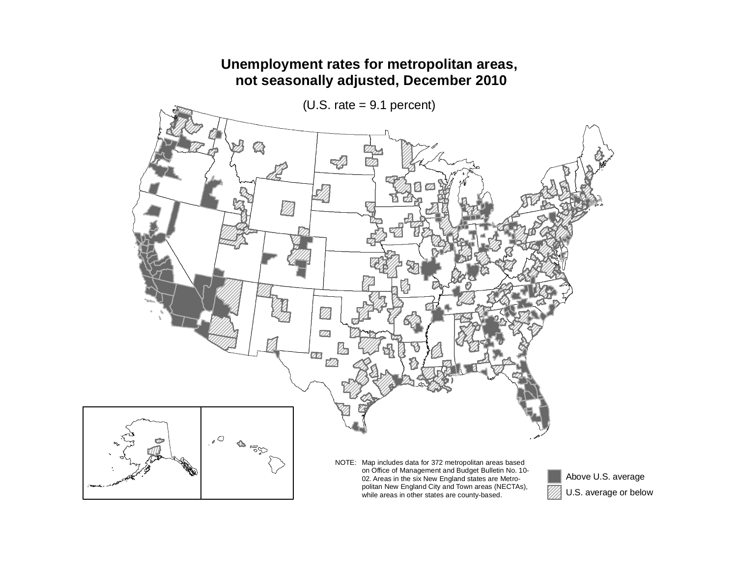# Unemployment rates for metropolitan areas, not seasonally adjusted, December 2010

(U.S. rate = 9.1 percent)

NOTE: Map includes data for 372 metropolitan areas based on Office of Management and Budget Bulletin No. 10-02. Areas in the six New England states are Metropolitan New England City and Town areas (NECTAs), while areas in other states are county-based.

Above U.S. average

U.S. average or below